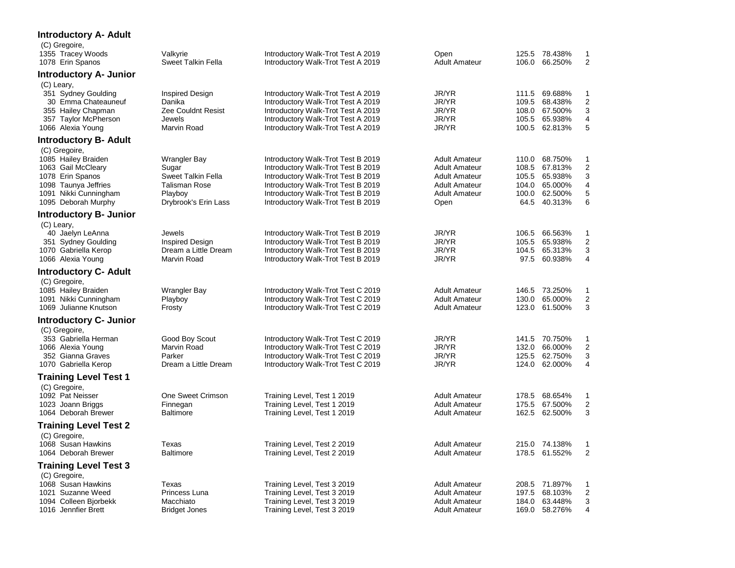## Introductory A- Adult

(C) Gregoire,

| No. | Rider | Horse | Test | Division | Score | Percent | Place |
|---|---|---|---|---|---|---|---|
| 1355 | Tracey Woods | Valkyrie | Introductory Walk-Trot Test A 2019 | Open | 125.5 | 78.438% | 1 |
| 1078 | Erin Spanos | Sweet Talkin Fella | Introductory Walk-Trot Test A 2019 | Adult Amateur | 106.0 | 66.250% | 2 |

## Introductory A- Junior

(C) Leary,

| No. | Rider | Horse | Test | Division | Score | Percent | Place |
|---|---|---|---|---|---|---|---|
| 351 | Sydney Goulding | Inspired Design | Introductory Walk-Trot Test A 2019 | JR/YR | 111.5 | 69.688% | 1 |
| 30 | Emma Chateauneuf | Danika | Introductory Walk-Trot Test A 2019 | JR/YR | 109.5 | 68.438% | 2 |
| 355 | Hailey Chapman | Zee Couldnt Resist | Introductory Walk-Trot Test A 2019 | JR/YR | 108.0 | 67.500% | 3 |
| 357 | Taylor McPherson | Jewels | Introductory Walk-Trot Test A 2019 | JR/YR | 105.5 | 65.938% | 4 |
| 1066 | Alexia Young | Marvin Road | Introductory Walk-Trot Test A 2019 | JR/YR | 100.5 | 62.813% | 5 |

## Introductory B- Adult

(C) Gregoire,

| No. | Rider | Horse | Test | Division | Score | Percent | Place |
|---|---|---|---|---|---|---|---|
| 1085 | Hailey Braiden | Wrangler Bay | Introductory Walk-Trot Test B 2019 | Adult Amateur | 110.0 | 68.750% | 1 |
| 1063 | Gail McCleary | Sugar | Introductory Walk-Trot Test B 2019 | Adult Amateur | 108.5 | 67.813% | 2 |
| 1078 | Erin Spanos | Sweet Talkin Fella | Introductory Walk-Trot Test B 2019 | Adult Amateur | 105.5 | 65.938% | 3 |
| 1098 | Taunya Jeffries | Talisman Rose | Introductory Walk-Trot Test B 2019 | Adult Amateur | 104.0 | 65.000% | 4 |
| 1091 | Nikki Cunningham | Playboy | Introductory Walk-Trot Test B 2019 | Adult Amateur | 100.0 | 62.500% | 5 |
| 1095 | Deborah Murphy | Drybrook's Erin Lass | Introductory Walk-Trot Test B 2019 | Open | 64.5 | 40.313% | 6 |

## Introductory B- Junior

(C) Leary,

| No. | Rider | Horse | Test | Division | Score | Percent | Place |
|---|---|---|---|---|---|---|---|
| 40 | Jaelyn LeAnna | Jewels | Introductory Walk-Trot Test B 2019 | JR/YR | 106.5 | 66.563% | 1 |
| 351 | Sydney Goulding | Inspired Design | Introductory Walk-Trot Test B 2019 | JR/YR | 105.5 | 65.938% | 2 |
| 1070 | Gabriella Kerop | Dream a Little Dream | Introductory Walk-Trot Test B 2019 | JR/YR | 104.5 | 65.313% | 3 |
| 1066 | Alexia Young | Marvin Road | Introductory Walk-Trot Test B 2019 | JR/YR | 97.5 | 60.938% | 4 |

## Introductory C- Adult

(C) Gregoire,

| No. | Rider | Horse | Test | Division | Score | Percent | Place |
|---|---|---|---|---|---|---|---|
| 1085 | Hailey Braiden | Wrangler Bay | Introductory Walk-Trot Test C 2019 | Adult Amateur | 146.5 | 73.250% | 1 |
| 1091 | Nikki Cunningham | Playboy | Introductory Walk-Trot Test C 2019 | Adult Amateur | 130.0 | 65.000% | 2 |
| 1069 | Julianne Knutson | Frosty | Introductory Walk-Trot Test C 2019 | Adult Amateur | 123.0 | 61.500% | 3 |

## Introductory C- Junior

(C) Gregoire,

| No. | Rider | Horse | Test | Division | Score | Percent | Place |
|---|---|---|---|---|---|---|---|
| 353 | Gabriella Herman | Good Boy Scout | Introductory Walk-Trot Test C 2019 | JR/YR | 141.5 | 70.750% | 1 |
| 1066 | Alexia Young | Marvin Road | Introductory Walk-Trot Test C 2019 | JR/YR | 132.0 | 66.000% | 2 |
| 352 | Gianna Graves | Parker | Introductory Walk-Trot Test C 2019 | JR/YR | 125.5 | 62.750% | 3 |
| 1070 | Gabriella Kerop | Dream a Little Dream | Introductory Walk-Trot Test C 2019 | JR/YR | 124.0 | 62.000% | 4 |

## Training Level Test 1

(C) Gregoire,

| No. | Rider | Horse | Test | Division | Score | Percent | Place |
|---|---|---|---|---|---|---|---|
| 1092 | Pat Neisser | One Sweet Crimson | Training Level, Test 1 2019 | Adult Amateur | 178.5 | 68.654% | 1 |
| 1023 | Joann Briggs | Finnegan | Training Level, Test 1 2019 | Adult Amateur | 175.5 | 67.500% | 2 |
| 1064 | Deborah Brewer | Baltimore | Training Level, Test 1 2019 | Adult Amateur | 162.5 | 62.500% | 3 |

## Training Level Test 2

(C) Gregoire,

| No. | Rider | Horse | Test | Division | Score | Percent | Place |
|---|---|---|---|---|---|---|---|
| 1068 | Susan Hawkins | Texas | Training Level, Test 2 2019 | Adult Amateur | 215.0 | 74.138% | 1 |
| 1064 | Deborah Brewer | Baltimore | Training Level, Test 2 2019 | Adult Amateur | 178.5 | 61.552% | 2 |

## Training Level Test 3

(C) Gregoire,

| No. | Rider | Horse | Test | Division | Score | Percent | Place |
|---|---|---|---|---|---|---|---|
| 1068 | Susan Hawkins | Texas | Training Level, Test 3 2019 | Adult Amateur | 208.5 | 71.897% | 1 |
| 1021 | Suzanne Weed | Princess Luna | Training Level, Test 3 2019 | Adult Amateur | 197.5 | 68.103% | 2 |
| 1094 | Colleen Bjorbekk | Macchiato | Training Level, Test 3 2019 | Adult Amateur | 184.0 | 63.448% | 3 |
| 1016 | Jennfier Brett | Bridget Jones | Training Level, Test 3 2019 | Adult Amateur | 169.0 | 58.276% | 4 |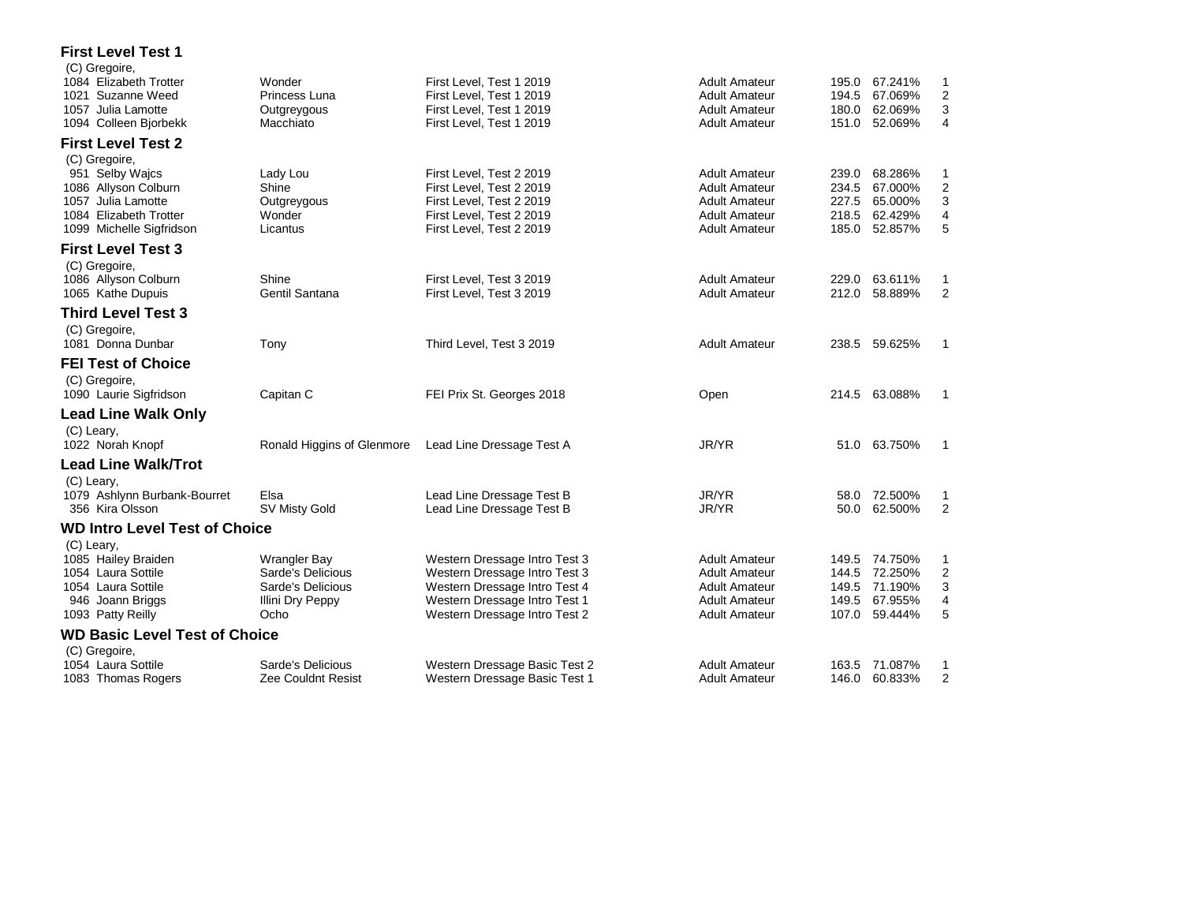### First Level Test 1

(C) Gregoire,

| | | | | | | | |
|---|---|---|---|---|---|---|---|
| 1084 | Elizabeth Trotter | Wonder | First Level, Test 1 2019 | Adult Amateur | 195.0 | 67.241% | 1 |
| 1021 | Suzanne Weed | Princess Luna | First Level, Test 1 2019 | Adult Amateur | 194.5 | 67.069% | 2 |
| 1057 | Julia Lamotte | Outgreygous | First Level, Test 1 2019 | Adult Amateur | 180.0 | 62.069% | 3 |
| 1094 | Colleen Bjorbekk | Macchiato | First Level, Test 1 2019 | Adult Amateur | 151.0 | 52.069% | 4 |

### First Level Test 2

(C) Gregoire,

| | | | | | | | |
|---|---|---|---|---|---|---|---|
| 951 | Selby Wajcs | Lady Lou | First Level, Test 2 2019 | Adult Amateur | 239.0 | 68.286% | 1 |
| 1086 | Allyson Colburn | Shine | First Level, Test 2 2019 | Adult Amateur | 234.5 | 67.000% | 2 |
| 1057 | Julia Lamotte | Outgreygous | First Level, Test 2 2019 | Adult Amateur | 227.5 | 65.000% | 3 |
| 1084 | Elizabeth Trotter | Wonder | First Level, Test 2 2019 | Adult Amateur | 218.5 | 62.429% | 4 |
| 1099 | Michelle Sigfridson | Licantus | First Level, Test 2 2019 | Adult Amateur | 185.0 | 52.857% | 5 |

### First Level Test 3

(C) Gregoire,

| | | | | | | | |
|---|---|---|---|---|---|---|---|
| 1086 | Allyson Colburn | Shine | First Level, Test 3 2019 | Adult Amateur | 229.0 | 63.611% | 1 |
| 1065 | Kathe Dupuis | Gentil Santana | First Level, Test 3 2019 | Adult Amateur | 212.0 | 58.889% | 2 |

### Third Level Test 3

(C) Gregoire,

| | | | | | | | |
|---|---|---|---|---|---|---|---|
| 1081 | Donna Dunbar | Tony | Third Level, Test 3 2019 | Adult Amateur | 238.5 | 59.625% | 1 |

### FEI Test of Choice

(C) Gregoire,

| | | | | | | | |
|---|---|---|---|---|---|---|---|
| 1090 | Laurie Sigfridson | Capitan C | FEI Prix St. Georges 2018 | Open | 214.5 | 63.088% | 1 |

### Lead Line Walk Only

(C) Leary,

| | | | | | | | |
|---|---|---|---|---|---|---|---|
| 1022 | Norah Knopf | Ronald Higgins of Glenmore | Lead Line Dressage Test A | JR/YR | 51.0 | 63.750% | 1 |

### Lead Line Walk/Trot

(C) Leary,

| | | | | | | | |
|---|---|---|---|---|---|---|---|
| 1079 | Ashlynn Burbank-Bourret | Elsa | Lead Line Dressage Test B | JR/YR | 58.0 | 72.500% | 1 |
| 356 | Kira Olsson | SV Misty Gold | Lead Line Dressage Test B | JR/YR | 50.0 | 62.500% | 2 |

### WD Intro Level Test of Choice

(C) Leary,

| | | | | | | | |
|---|---|---|---|---|---|---|---|
| 1085 | Hailey Braiden | Wrangler Bay | Western Dressage Intro Test 3 | Adult Amateur | 149.5 | 74.750% | 1 |
| 1054 | Laura Sottile | Sarde's Delicious | Western Dressage Intro Test 3 | Adult Amateur | 144.5 | 72.250% | 2 |
| 1054 | Laura Sottile | Sarde's Delicious | Western Dressage Intro Test 4 | Adult Amateur | 149.5 | 71.190% | 3 |
| 946 | Joann Briggs | Illini Dry Peppy | Western Dressage Intro Test 1 | Adult Amateur | 149.5 | 67.955% | 4 |
| 1093 | Patty Reilly | Ocho | Western Dressage Intro Test 2 | Adult Amateur | 107.0 | 59.444% | 5 |

### WD Basic Level Test of Choice

(C) Gregoire,

| | | | | | | | |
|---|---|---|---|---|---|---|---|
| 1054 | Laura Sottile | Sarde's Delicious | Western Dressage Basic Test 2 | Adult Amateur | 163.5 | 71.087% | 1 |
| 1083 | Thomas Rogers | Zee Couldnt Resist | Western Dressage Basic Test 1 | Adult Amateur | 146.0 | 60.833% | 2 |